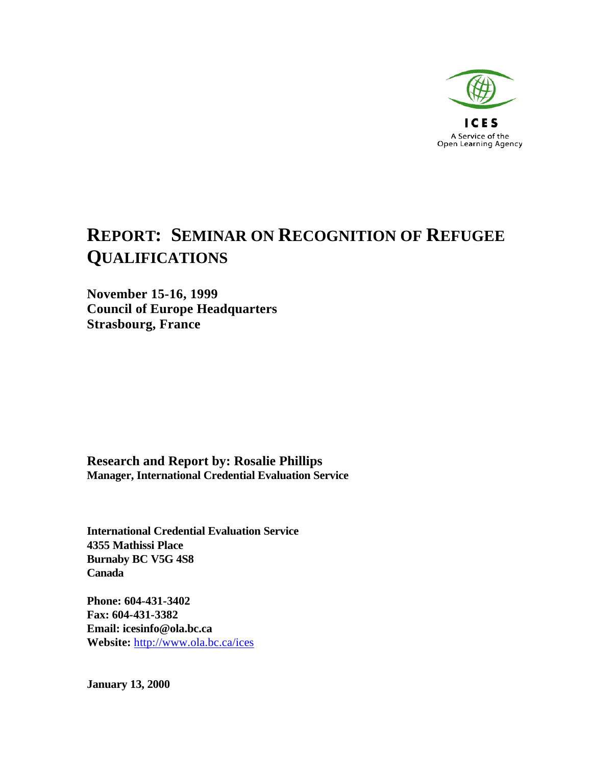ICES
A Service of the
Open Learning Agency

# REPORT: SEMINAR ON RECOGNITION OF REFUGEE QUALIFICATIONS

**November 15-16, 1999**
**Council of Europe Headquarters**
**Strasbourg, France**

**Research and Report by: Rosalie Phillips**
**Manager, International Credential Evaluation Service**

**International Credential Evaluation Service**
**4355 Mathissi Place**
**Burnaby BC V5G 4S8**
**Canada**

**Phone: 604-431-3402**
**Fax: 604-431-3382**
**Email: icesinfo@ola.bc.ca**
**Website:** http://www.ola.bc.ca/ices

**January 13, 2000**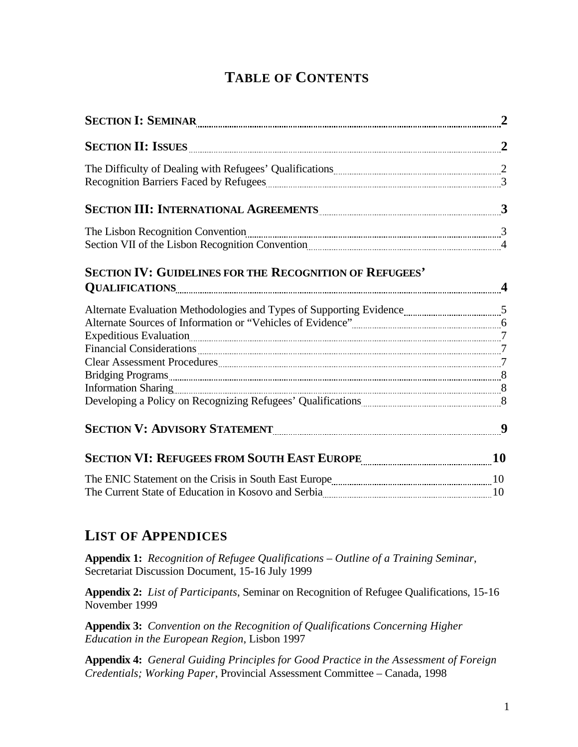# TABLE OF CONTENTS

**SECTION I: SEMINAR** ..... **2**

**SECTION II: ISSUES** ..... **2**

The Difficulty of Dealing with Refugees' Qualifications ..... 2
Recognition Barriers Faced by Refugees ..... 3

**SECTION III: INTERNATIONAL AGREEMENTS** ..... **3**

The Lisbon Recognition Convention ..... 3
Section VII of the Lisbon Recognition Convention ..... 4

**SECTION IV: GUIDELINES FOR THE RECOGNITION OF REFUGEES' QUALIFICATIONS** ..... **4**

Alternate Evaluation Methodologies and Types of Supporting Evidence ..... 5
Alternate Sources of Information or "Vehicles of Evidence" ..... 6
Expeditious Evaluation ..... 7
Financial Considerations ..... 7
Clear Assessment Procedures ..... 7
Bridging Programs ..... 8
Information Sharing ..... 8
Developing a Policy on Recognizing Refugees' Qualifications ..... 8

**SECTION V: ADVISORY STATEMENT** ..... **9**

**SECTION VI: REFUGEES FROM SOUTH EAST EUROPE** ..... **10**

The ENIC Statement on the Crisis in South East Europe ..... 10
The Current State of Education in Kosovo and Serbia ..... 10

# LIST OF APPENDICES

**Appendix 1:** *Recognition of Refugee Qualifications – Outline of a Training Seminar*, Secretariat Discussion Document, 15-16 July 1999

**Appendix 2:** *List of Participants*, Seminar on Recognition of Refugee Qualifications, 15-16 November 1999

**Appendix 3:** *Convention on the Recognition of Qualifications Concerning Higher Education in the European Region*, Lisbon 1997

**Appendix 4:** *General Guiding Principles for Good Practice in the Assessment of Foreign Credentials; Working Paper*, Provincial Assessment Committee – Canada, 1998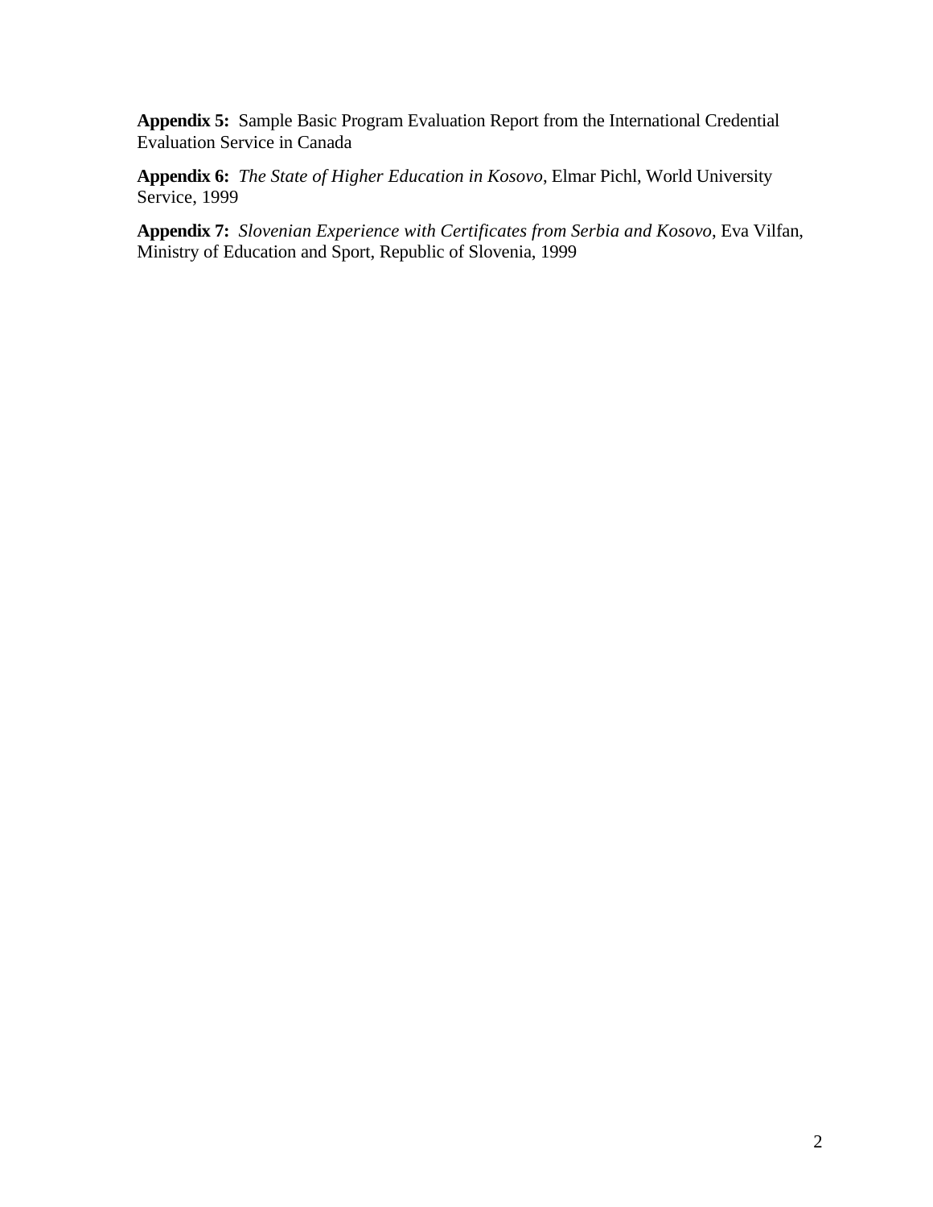**Appendix 5:** Sample Basic Program Evaluation Report from the International Credential Evaluation Service in Canada

**Appendix 6:** *The State of Higher Education in Kosovo*, Elmar Pichl, World University Service, 1999

**Appendix 7:** *Slovenian Experience with Certificates from Serbia and Kosovo*, Eva Vilfan, Ministry of Education and Sport, Republic of Slovenia, 1999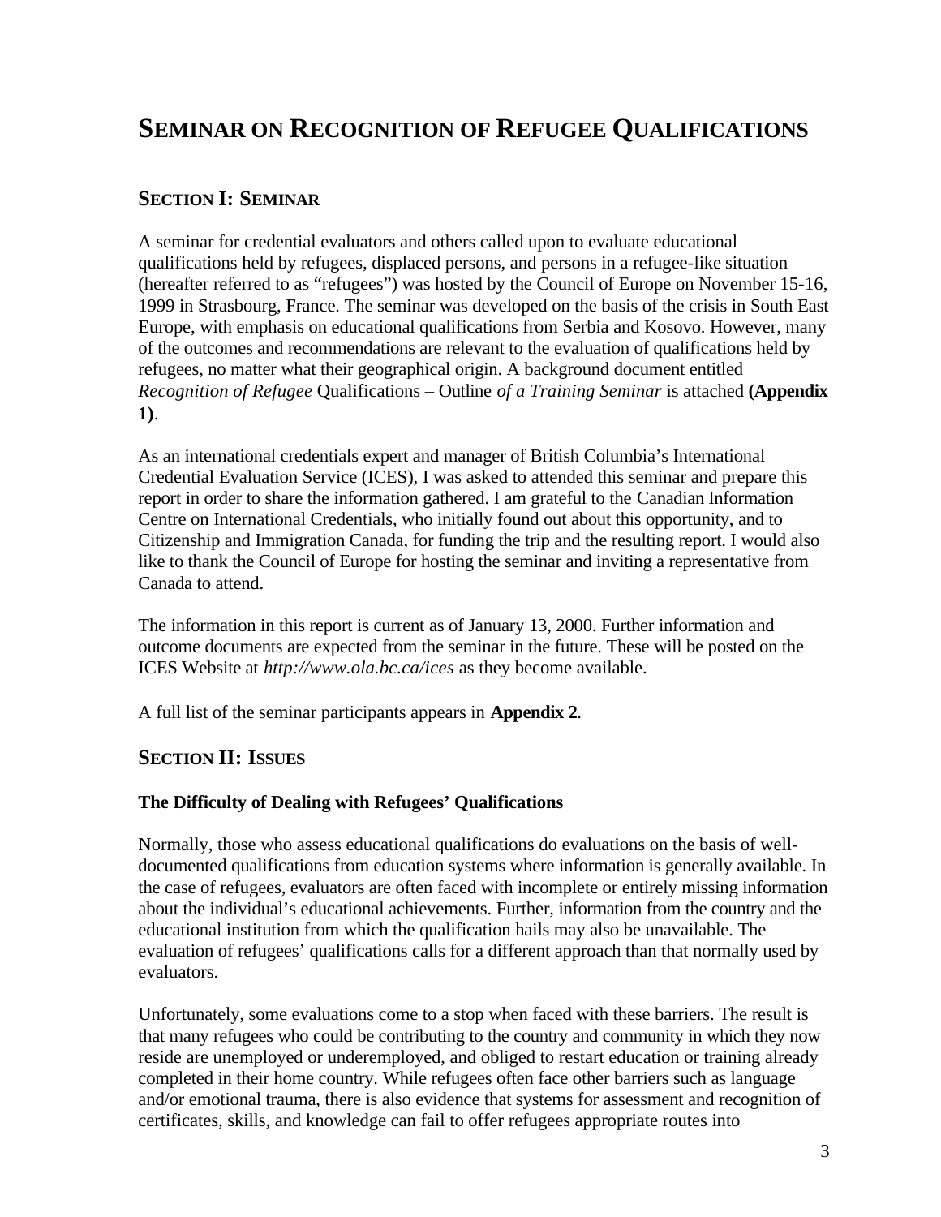# Seminar on Recognition of Refugee Qualifications

## Section I: Seminar

A seminar for credential evaluators and others called upon to evaluate educational qualifications held by refugees, displaced persons, and persons in a refugee-like situation (hereafter referred to as "refugees") was hosted by the Council of Europe on November 15-16, 1999 in Strasbourg, France. The seminar was developed on the basis of the crisis in South East Europe, with emphasis on educational qualifications from Serbia and Kosovo. However, many of the outcomes and recommendations are relevant to the evaluation of qualifications held by refugees, no matter what their geographical origin. A background document entitled *Recognition of Refugee* Qualifications – Outline *of a Training Seminar* is attached **(Appendix 1)**.

As an international credentials expert and manager of British Columbia's International Credential Evaluation Service (ICES), I was asked to attended this seminar and prepare this report in order to share the information gathered. I am grateful to the Canadian Information Centre on International Credentials, who initially found out about this opportunity, and to Citizenship and Immigration Canada, for funding the trip and the resulting report. I would also like to thank the Council of Europe for hosting the seminar and inviting a representative from Canada to attend.

The information in this report is current as of January 13, 2000. Further information and outcome documents are expected from the seminar in the future. These will be posted on the ICES Website at *http://www.ola.bc.ca/ices* as they become available.

A full list of the seminar participants appears in **Appendix 2**.

## Section II: Issues

### The Difficulty of Dealing with Refugees' Qualifications

Normally, those who assess educational qualifications do evaluations on the basis of well-documented qualifications from education systems where information is generally available. In the case of refugees, evaluators are often faced with incomplete or entirely missing information about the individual's educational achievements. Further, information from the country and the educational institution from which the qualification hails may also be unavailable. The evaluation of refugees' qualifications calls for a different approach than that normally used by evaluators.

Unfortunately, some evaluations come to a stop when faced with these barriers. The result is that many refugees who could be contributing to the country and community in which they now reside are unemployed or underemployed, and obliged to restart education or training already completed in their home country. While refugees often face other barriers such as language and/or emotional trauma, there is also evidence that systems for assessment and recognition of certificates, skills, and knowledge can fail to offer refugees appropriate routes into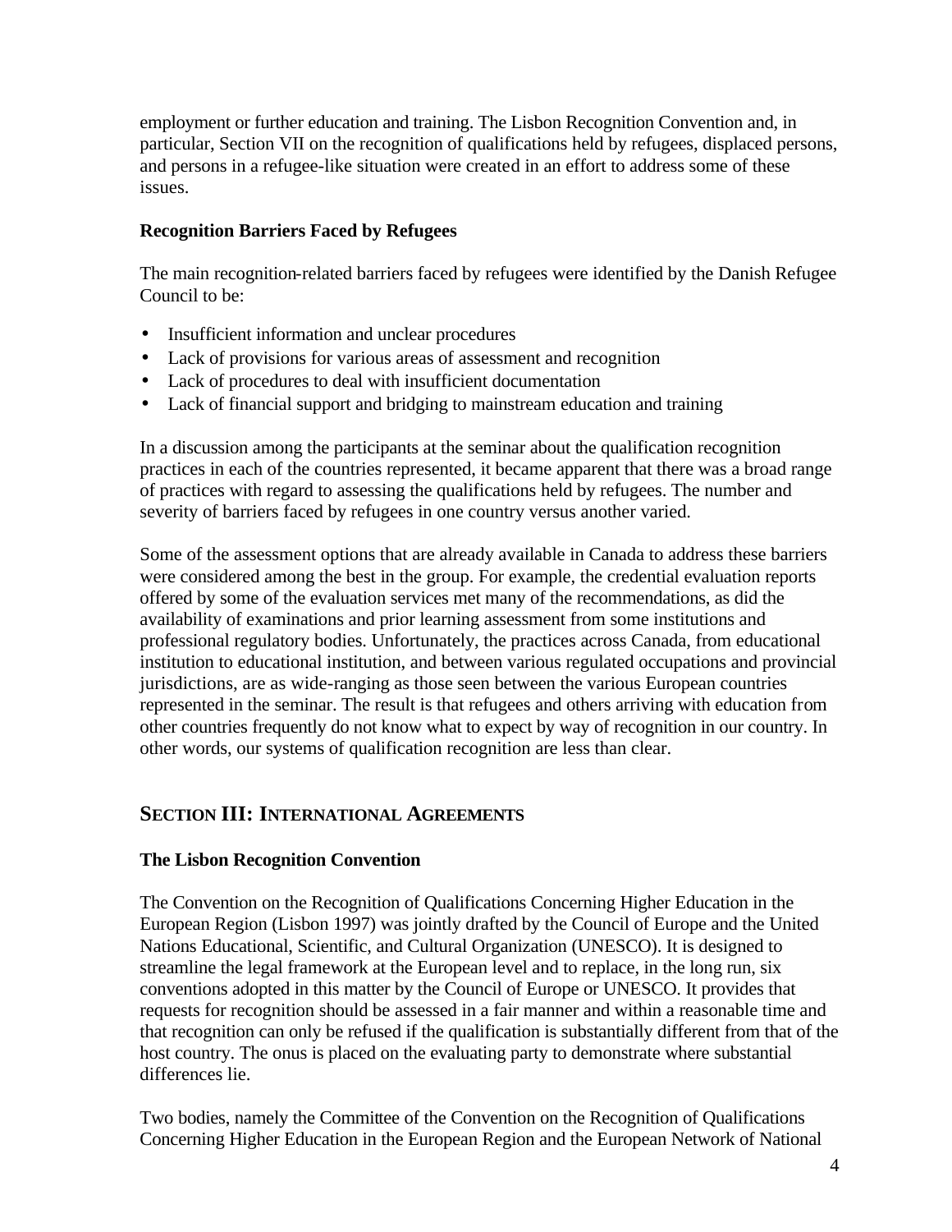employment or further education and training. The Lisbon Recognition Convention and, in particular, Section VII on the recognition of qualifications held by refugees, displaced persons, and persons in a refugee-like situation were created in an effort to address some of these issues.

**Recognition Barriers Faced by Refugees**

The main recognition-related barriers faced by refugees were identified by the Danish Refugee Council to be:

- Insufficient information and unclear procedures
- Lack of provisions for various areas of assessment and recognition
- Lack of procedures to deal with insufficient documentation
- Lack of financial support and bridging to mainstream education and training

In a discussion among the participants at the seminar about the qualification recognition practices in each of the countries represented, it became apparent that there was a broad range of practices with regard to assessing the qualifications held by refugees. The number and severity of barriers faced by refugees in one country versus another varied.

Some of the assessment options that are already available in Canada to address these barriers were considered among the best in the group. For example, the credential evaluation reports offered by some of the evaluation services met many of the recommendations, as did the availability of examinations and prior learning assessment from some institutions and professional regulatory bodies. Unfortunately, the practices across Canada, from educational institution to educational institution, and between various regulated occupations and provincial jurisdictions, are as wide-ranging as those seen between the various European countries represented in the seminar. The result is that refugees and others arriving with education from other countries frequently do not know what to expect by way of recognition in our country. In other words, our systems of qualification recognition are less than clear.

## SECTION III: INTERNATIONAL AGREEMENTS

**The Lisbon Recognition Convention**

The Convention on the Recognition of Qualifications Concerning Higher Education in the European Region (Lisbon 1997) was jointly drafted by the Council of Europe and the United Nations Educational, Scientific, and Cultural Organization (UNESCO). It is designed to streamline the legal framework at the European level and to replace, in the long run, six conventions adopted in this matter by the Council of Europe or UNESCO. It provides that requests for recognition should be assessed in a fair manner and within a reasonable time and that recognition can only be refused if the qualification is substantially different from that of the host country. The onus is placed on the evaluating party to demonstrate where substantial differences lie.

Two bodies, namely the Committee of the Convention on the Recognition of Qualifications Concerning Higher Education in the European Region and the European Network of National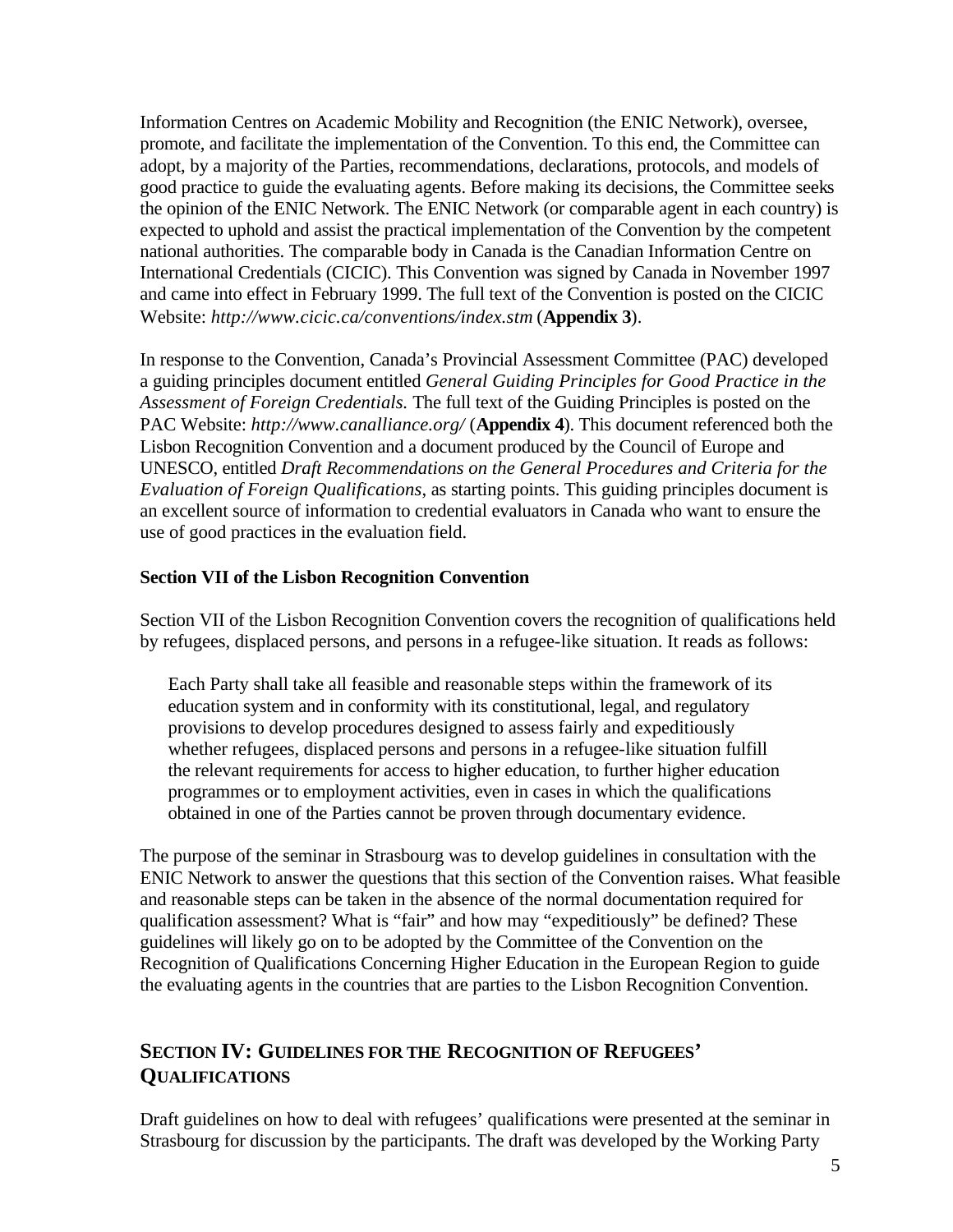Information Centres on Academic Mobility and Recognition (the ENIC Network), oversee, promote, and facilitate the implementation of the Convention. To this end, the Committee can adopt, by a majority of the Parties, recommendations, declarations, protocols, and models of good practice to guide the evaluating agents. Before making its decisions, the Committee seeks the opinion of the ENIC Network. The ENIC Network (or comparable agent in each country) is expected to uphold and assist the practical implementation of the Convention by the competent national authorities. The comparable body in Canada is the Canadian Information Centre on International Credentials (CICIC). This Convention was signed by Canada in November 1997 and came into effect in February 1999. The full text of the Convention is posted on the CICIC Website: *http://www.cicic.ca/conventions/index.stm* (**Appendix 3**).

In response to the Convention, Canada's Provincial Assessment Committee (PAC) developed a guiding principles document entitled *General Guiding Principles for Good Practice in the Assessment of Foreign Credentials.* The full text of the Guiding Principles is posted on the PAC Website: *http://www.canalliance.org/* (**Appendix 4**). This document referenced both the Lisbon Recognition Convention and a document produced by the Council of Europe and UNESCO, entitled *Draft Recommendations on the General Procedures and Criteria for the Evaluation of Foreign Qualifications*, as starting points. This guiding principles document is an excellent source of information to credential evaluators in Canada who want to ensure the use of good practices in the evaluation field.

### Section VII of the Lisbon Recognition Convention

Section VII of the Lisbon Recognition Convention covers the recognition of qualifications held by refugees, displaced persons, and persons in a refugee-like situation. It reads as follows:

> Each Party shall take all feasible and reasonable steps within the framework of its education system and in conformity with its constitutional, legal, and regulatory provisions to develop procedures designed to assess fairly and expeditiously whether refugees, displaced persons and persons in a refugee-like situation fulfill the relevant requirements for access to higher education, to further higher education programmes or to employment activities, even in cases in which the qualifications obtained in one of the Parties cannot be proven through documentary evidence.

The purpose of the seminar in Strasbourg was to develop guidelines in consultation with the ENIC Network to answer the questions that this section of the Convention raises. What feasible and reasonable steps can be taken in the absence of the normal documentation required for qualification assessment? What is "fair" and how may "expeditiously" be defined? These guidelines will likely go on to be adopted by the Committee of the Convention on the Recognition of Qualifications Concerning Higher Education in the European Region to guide the evaluating agents in the countries that are parties to the Lisbon Recognition Convention.

## SECTION IV: GUIDELINES FOR THE RECOGNITION OF REFUGEES' QUALIFICATIONS

Draft guidelines on how to deal with refugees' qualifications were presented at the seminar in Strasbourg for discussion by the participants. The draft was developed by the Working Party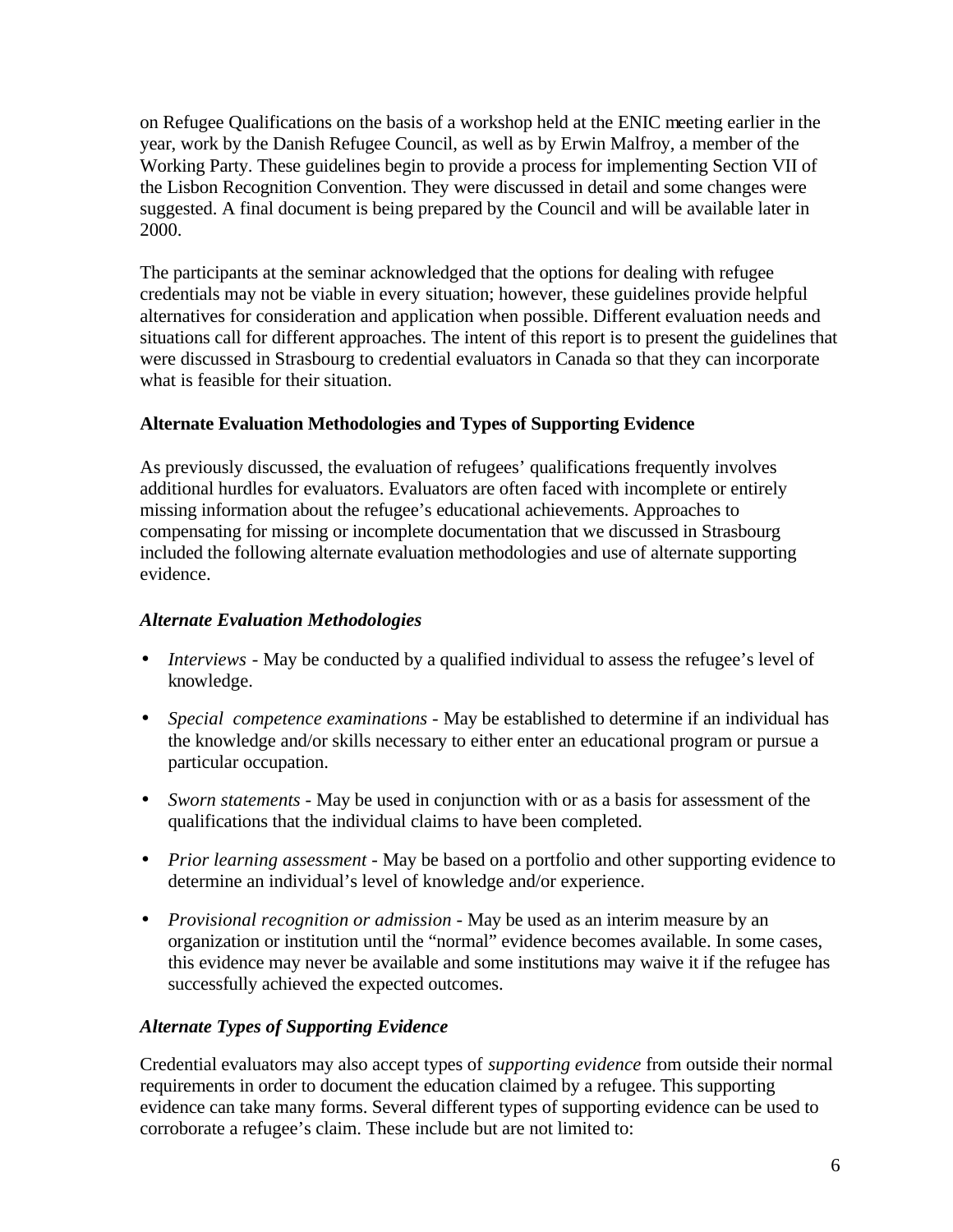on Refugee Qualifications on the basis of a workshop held at the ENIC meeting earlier in the year, work by the Danish Refugee Council, as well as by Erwin Malfroy, a member of the Working Party. These guidelines begin to provide a process for implementing Section VII of the Lisbon Recognition Convention. They were discussed in detail and some changes were suggested. A final document is being prepared by the Council and will be available later in 2000.

The participants at the seminar acknowledged that the options for dealing with refugee credentials may not be viable in every situation; however, these guidelines provide helpful alternatives for consideration and application when possible. Different evaluation needs and situations call for different approaches. The intent of this report is to present the guidelines that were discussed in Strasbourg to credential evaluators in Canada so that they can incorporate what is feasible for their situation.

**Alternate Evaluation Methodologies and Types of Supporting Evidence**

As previously discussed, the evaluation of refugees' qualifications frequently involves additional hurdles for evaluators. Evaluators are often faced with incomplete or entirely missing information about the refugee's educational achievements. Approaches to compensating for missing or incomplete documentation that we discussed in Strasbourg included the following alternate evaluation methodologies and use of alternate supporting evidence.

***Alternate Evaluation Methodologies***

- *Interviews* - May be conducted by a qualified individual to assess the refugee's level of knowledge.
- *Special competence examinations* - May be established to determine if an individual has the knowledge and/or skills necessary to either enter an educational program or pursue a particular occupation.
- *Sworn statements* - May be used in conjunction with or as a basis for assessment of the qualifications that the individual claims to have been completed.
- *Prior learning assessment* - May be based on a portfolio and other supporting evidence to determine an individual's level of knowledge and/or experience.
- *Provisional recognition or admission* - May be used as an interim measure by an organization or institution until the "normal" evidence becomes available. In some cases, this evidence may never be available and some institutions may waive it if the refugee has successfully achieved the expected outcomes.

***Alternate Types of Supporting Evidence***

Credential evaluators may also accept types of *supporting evidence* from outside their normal requirements in order to document the education claimed by a refugee. This supporting evidence can take many forms. Several different types of supporting evidence can be used to corroborate a refugee's claim. These include but are not limited to: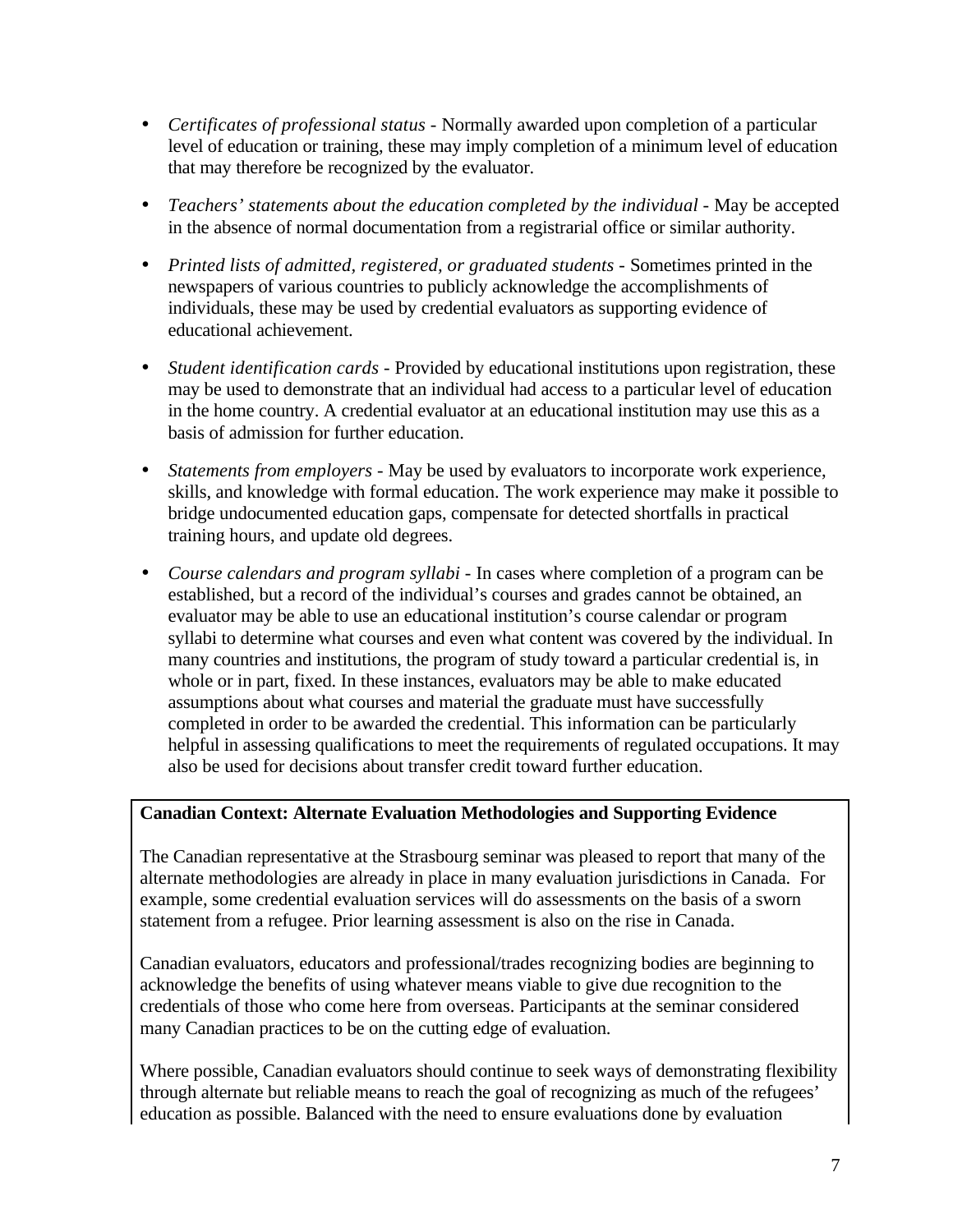- *Certificates of professional status* - Normally awarded upon completion of a particular level of education or training, these may imply completion of a minimum level of education that may therefore be recognized by the evaluator.

- *Teachers' statements about the education completed by the individual* - May be accepted in the absence of normal documentation from a registrarial office or similar authority.

- *Printed lists of admitted, registered, or graduated students* - Sometimes printed in the newspapers of various countries to publicly acknowledge the accomplishments of individuals, these may be used by credential evaluators as supporting evidence of educational achievement.

- *Student identification cards* - Provided by educational institutions upon registration, these may be used to demonstrate that an individual had access to a particular level of education in the home country. A credential evaluator at an educational institution may use this as a basis of admission for further education.

- *Statements from employers* - May be used by evaluators to incorporate work experience, skills, and knowledge with formal education. The work experience may make it possible to bridge undocumented education gaps, compensate for detected shortfalls in practical training hours, and update old degrees.

- *Course calendars and program syllabi* - In cases where completion of a program can be established, but a record of the individual's courses and grades cannot be obtained, an evaluator may be able to use an educational institution's course calendar or program syllabi to determine what courses and even what content was covered by the individual. In many countries and institutions, the program of study toward a particular credential is, in whole or in part, fixed. In these instances, evaluators may be able to make educated assumptions about what courses and material the graduate must have successfully completed in order to be awarded the credential. This information can be particularly helpful in assessing qualifications to meet the requirements of regulated occupations. It may also be used for decisions about transfer credit toward further education.

**Canadian Context: Alternate Evaluation Methodologies and Supporting Evidence**

The Canadian representative at the Strasbourg seminar was pleased to report that many of the alternate methodologies are already in place in many evaluation jurisdictions in Canada. For example, some credential evaluation services will do assessments on the basis of a sworn statement from a refugee. Prior learning assessment is also on the rise in Canada.

Canadian evaluators, educators and professional/trades recognizing bodies are beginning to acknowledge the benefits of using whatever means viable to give due recognition to the credentials of those who come here from overseas. Participants at the seminar considered many Canadian practices to be on the cutting edge of evaluation.

Where possible, Canadian evaluators should continue to seek ways of demonstrating flexibility through alternate but reliable means to reach the goal of recognizing as much of the refugees' education as possible. Balanced with the need to ensure evaluations done by evaluation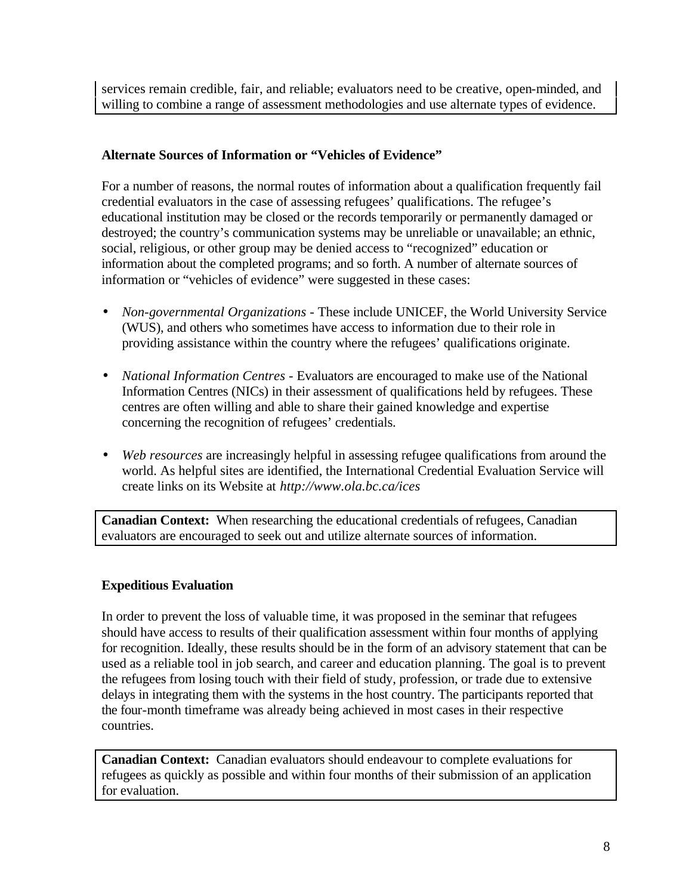services remain credible, fair, and reliable; evaluators need to be creative, open-minded, and willing to combine a range of assessment methodologies and use alternate types of evidence.

**Alternate Sources of Information or "Vehicles of Evidence"**

For a number of reasons, the normal routes of information about a qualification frequently fail credential evaluators in the case of assessing refugees' qualifications. The refugee's educational institution may be closed or the records temporarily or permanently damaged or destroyed; the country's communication systems may be unreliable or unavailable; an ethnic, social, religious, or other group may be denied access to "recognized" education or information about the completed programs; and so forth. A number of alternate sources of information or "vehicles of evidence" were suggested in these cases:

- *Non-governmental Organizations* - These include UNICEF, the World University Service (WUS), and others who sometimes have access to information due to their role in providing assistance within the country where the refugees' qualifications originate.

- *National Information Centres* - Evaluators are encouraged to make use of the National Information Centres (NICs) in their assessment of qualifications held by refugees. These centres are often willing and able to share their gained knowledge and expertise concerning the recognition of refugees' credentials.

- *Web resources* are increasingly helpful in assessing refugee qualifications from around the world. As helpful sites are identified, the International Credential Evaluation Service will create links on its Website at *http://www.ola.bc.ca/ices*

**Canadian Context:** When researching the educational credentials of refugees, Canadian evaluators are encouraged to seek out and utilize alternate sources of information.

**Expeditious Evaluation**

In order to prevent the loss of valuable time, it was proposed in the seminar that refugees should have access to results of their qualification assessment within four months of applying for recognition. Ideally, these results should be in the form of an advisory statement that can be used as a reliable tool in job search, and career and education planning. The goal is to prevent the refugees from losing touch with their field of study, profession, or trade due to extensive delays in integrating them with the systems in the host country. The participants reported that the four-month timeframe was already being achieved in most cases in their respective countries.

**Canadian Context:** Canadian evaluators should endeavour to complete evaluations for refugees as quickly as possible and within four months of their submission of an application for evaluation.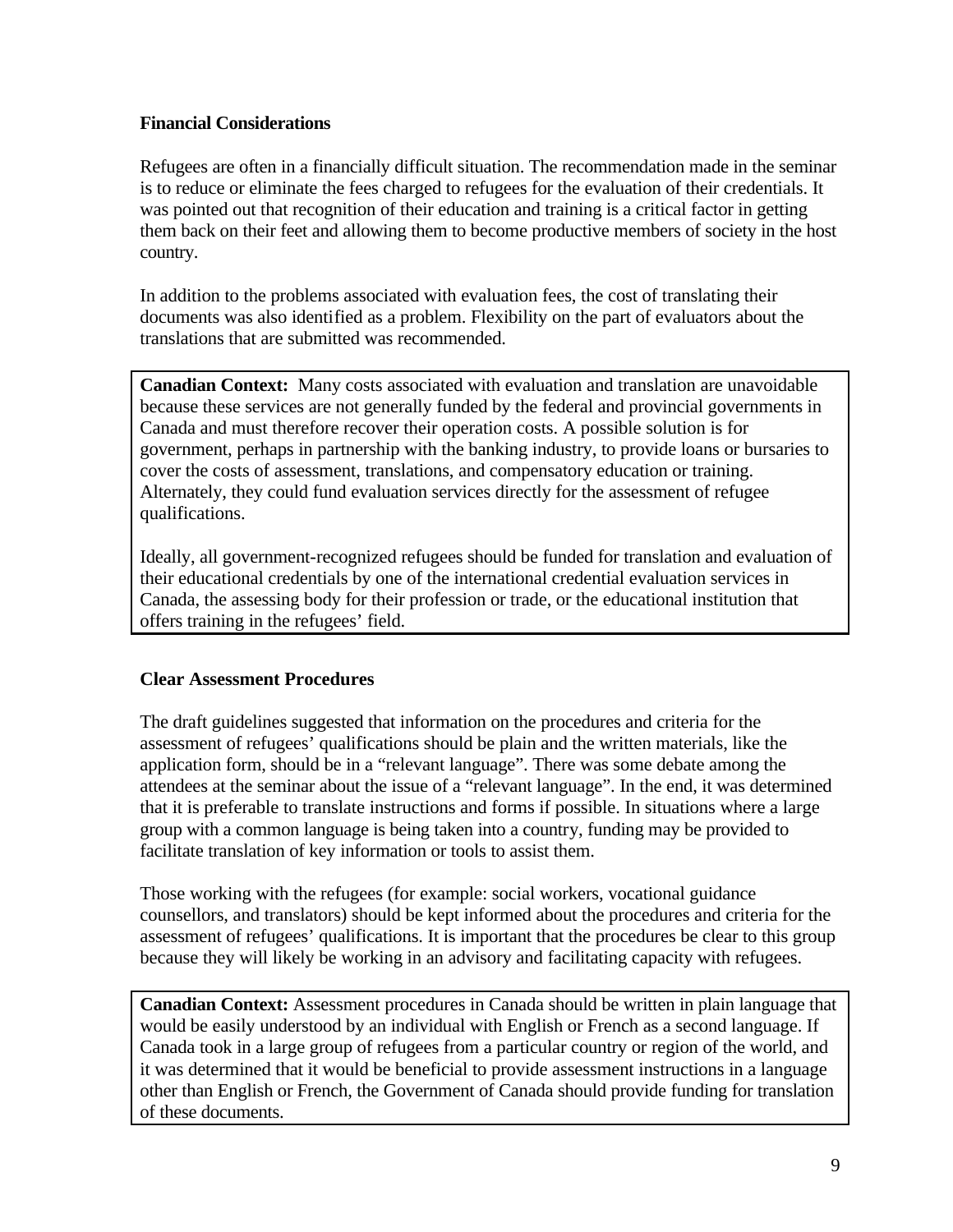### Financial Considerations

Refugees are often in a financially difficult situation. The recommendation made in the seminar is to reduce or eliminate the fees charged to refugees for the evaluation of their credentials. It was pointed out that recognition of their education and training is a critical factor in getting them back on their feet and allowing them to become productive members of society in the host country.

In addition to the problems associated with evaluation fees, the cost of translating their documents was also identified as a problem. Flexibility on the part of evaluators about the translations that are submitted was recommended.

> **Canadian Context:** Many costs associated with evaluation and translation are unavoidable because these services are not generally funded by the federal and provincial governments in Canada and must therefore recover their operation costs. A possible solution is for government, perhaps in partnership with the banking industry, to provide loans or bursaries to cover the costs of assessment, translations, and compensatory education or training. Alternately, they could fund evaluation services directly for the assessment of refugee qualifications.
>
> Ideally, all government-recognized refugees should be funded for translation and evaluation of their educational credentials by one of the international credential evaluation services in Canada, the assessing body for their profession or trade, or the educational institution that offers training in the refugees' field.

### Clear Assessment Procedures

The draft guidelines suggested that information on the procedures and criteria for the assessment of refugees' qualifications should be plain and the written materials, like the application form, should be in a "relevant language". There was some debate among the attendees at the seminar about the issue of a "relevant language". In the end, it was determined that it is preferable to translate instructions and forms if possible. In situations where a large group with a common language is being taken into a country, funding may be provided to facilitate translation of key information or tools to assist them.

Those working with the refugees (for example: social workers, vocational guidance counsellors, and translators) should be kept informed about the procedures and criteria for the assessment of refugees' qualifications. It is important that the procedures be clear to this group because they will likely be working in an advisory and facilitating capacity with refugees.

> **Canadian Context:** Assessment procedures in Canada should be written in plain language that would be easily understood by an individual with English or French as a second language. If Canada took in a large group of refugees from a particular country or region of the world, and it was determined that it would be beneficial to provide assessment instructions in a language other than English or French, the Government of Canada should provide funding for translation of these documents.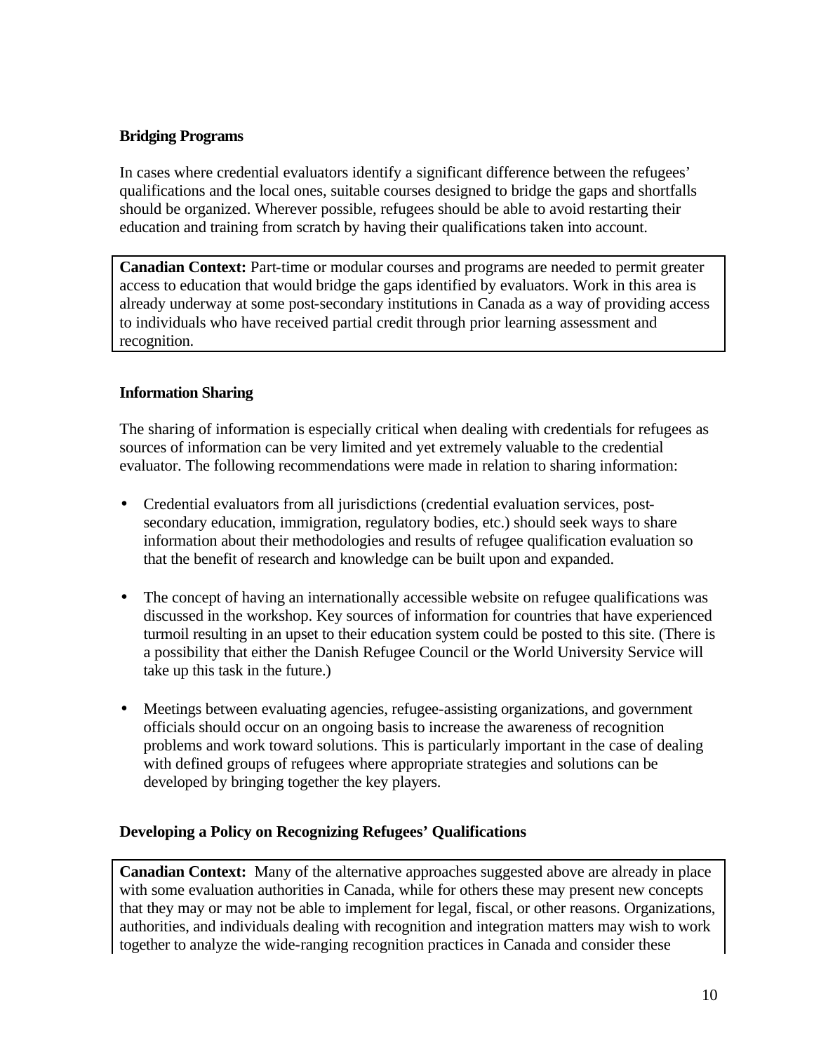**Bridging Programs**

In cases where credential evaluators identify a significant difference between the refugees' qualifications and the local ones, suitable courses designed to bridge the gaps and shortfalls should be organized. Wherever possible, refugees should be able to avoid restarting their education and training from scratch by having their qualifications taken into account.

> **Canadian Context:** Part-time or modular courses and programs are needed to permit greater access to education that would bridge the gaps identified by evaluators. Work in this area is already underway at some post-secondary institutions in Canada as a way of providing access to individuals who have received partial credit through prior learning assessment and recognition.

**Information Sharing**

The sharing of information is especially critical when dealing with credentials for refugees as sources of information can be very limited and yet extremely valuable to the credential evaluator. The following recommendations were made in relation to sharing information:

- Credential evaluators from all jurisdictions (credential evaluation services, post-secondary education, immigration, regulatory bodies, etc.) should seek ways to share information about their methodologies and results of refugee qualification evaluation so that the benefit of research and knowledge can be built upon and expanded.
- The concept of having an internationally accessible website on refugee qualifications was discussed in the workshop. Key sources of information for countries that have experienced turmoil resulting in an upset to their education system could be posted to this site. (There is a possibility that either the Danish Refugee Council or the World University Service will take up this task in the future.)
- Meetings between evaluating agencies, refugee-assisting organizations, and government officials should occur on an ongoing basis to increase the awareness of recognition problems and work toward solutions. This is particularly important in the case of dealing with defined groups of refugees where appropriate strategies and solutions can be developed by bringing together the key players.

**Developing a Policy on Recognizing Refugees' Qualifications**

> **Canadian Context:** Many of the alternative approaches suggested above are already in place with some evaluation authorities in Canada, while for others these may present new concepts that they may or may not be able to implement for legal, fiscal, or other reasons. Organizations, authorities, and individuals dealing with recognition and integration matters may wish to work together to analyze the wide-ranging recognition practices in Canada and consider these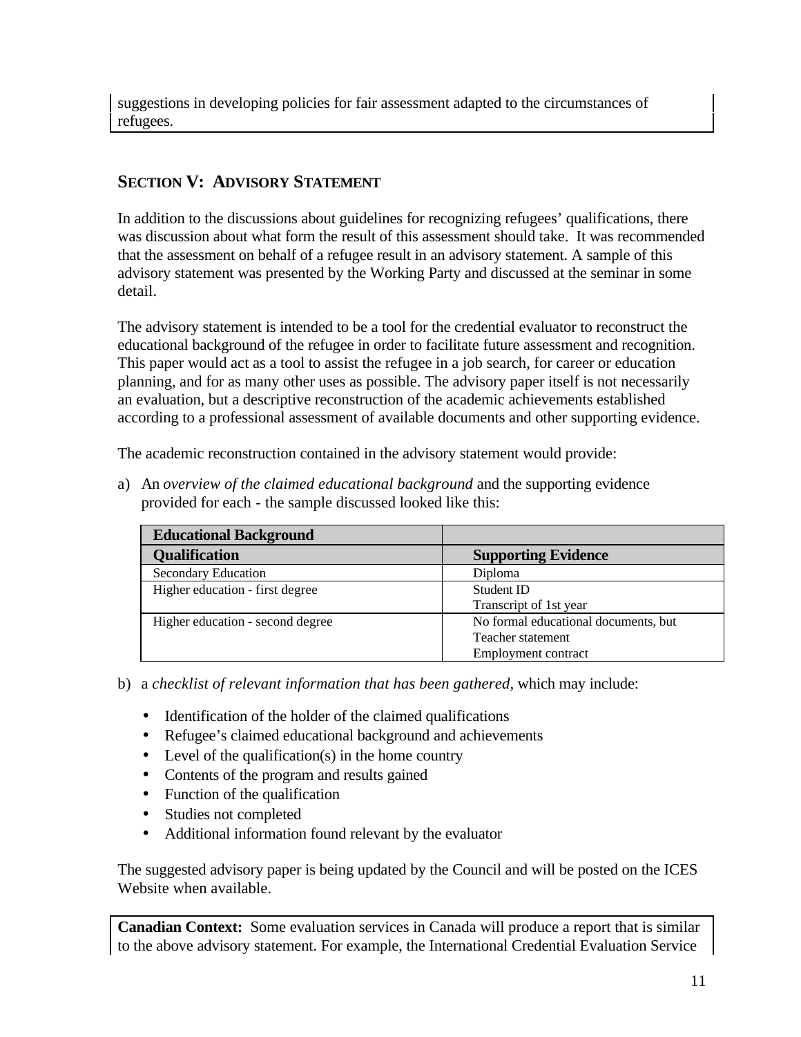suggestions in developing policies for fair assessment adapted to the circumstances of refugees.

## SECTION V: ADVISORY STATEMENT

In addition to the discussions about guidelines for recognizing refugees' qualifications, there was discussion about what form the result of this assessment should take. It was recommended that the assessment on behalf of a refugee result in an advisory statement. A sample of this advisory statement was presented by the Working Party and discussed at the seminar in some detail.

The advisory statement is intended to be a tool for the credential evaluator to reconstruct the educational background of the refugee in order to facilitate future assessment and recognition. This paper would act as a tool to assist the refugee in a job search, for career or education planning, and for as many other uses as possible. The advisory paper itself is not necessarily an evaluation, but a descriptive reconstruction of the academic achievements established according to a professional assessment of available documents and other supporting evidence.

The academic reconstruction contained in the advisory statement would provide:

a) An *overview of the claimed educational background* and the supporting evidence provided for each - the sample discussed looked like this:

| **Educational Background** | |
|---|---|
| **Qualification** | **Supporting Evidence** |
| Secondary Education | Diploma |
| Higher education - first degree | Student ID<br>Transcript of 1st year |
| Higher education - second degree | No formal educational documents, but<br>Teacher statement<br>Employment contract |

b) a *checklist of relevant information that has been gathered*, which may include:

- Identification of the holder of the claimed qualifications
- Refugee's claimed educational background and achievements
- Level of the qualification(s) in the home country
- Contents of the program and results gained
- Function of the qualification
- Studies not completed
- Additional information found relevant by the evaluator

The suggested advisory paper is being updated by the Council and will be posted on the ICES Website when available.

**Canadian Context:** Some evaluation services in Canada will produce a report that is similar to the above advisory statement. For example, the International Credential Evaluation Service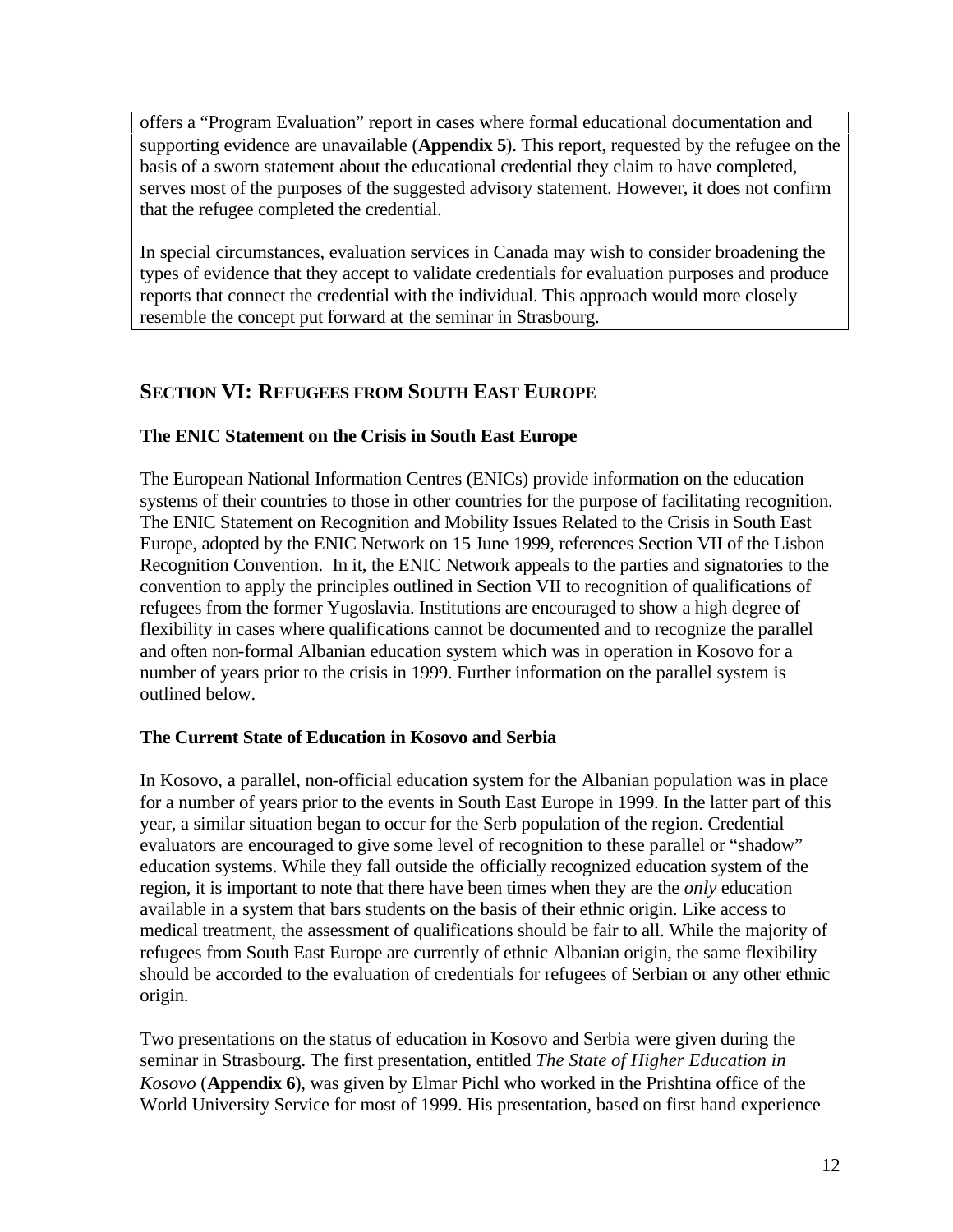offers a "Program Evaluation" report in cases where formal educational documentation and supporting evidence are unavailable (**Appendix 5**). This report, requested by the refugee on the basis of a sworn statement about the educational credential they claim to have completed, serves most of the purposes of the suggested advisory statement. However, it does not confirm that the refugee completed the credential.

In special circumstances, evaluation services in Canada may wish to consider broadening the types of evidence that they accept to validate credentials for evaluation purposes and produce reports that connect the credential with the individual. This approach would more closely resemble the concept put forward at the seminar in Strasbourg.

## SECTION VI: REFUGEES FROM SOUTH EAST EUROPE

### The ENIC Statement on the Crisis in South East Europe

The European National Information Centres (ENICs) provide information on the education systems of their countries to those in other countries for the purpose of facilitating recognition. The ENIC Statement on Recognition and Mobility Issues Related to the Crisis in South East Europe, adopted by the ENIC Network on 15 June 1999, references Section VII of the Lisbon Recognition Convention. In it, the ENIC Network appeals to the parties and signatories to the convention to apply the principles outlined in Section VII to recognition of qualifications of refugees from the former Yugoslavia. Institutions are encouraged to show a high degree of flexibility in cases where qualifications cannot be documented and to recognize the parallel and often non-formal Albanian education system which was in operation in Kosovo for a number of years prior to the crisis in 1999. Further information on the parallel system is outlined below.

### The Current State of Education in Kosovo and Serbia

In Kosovo, a parallel, non-official education system for the Albanian population was in place for a number of years prior to the events in South East Europe in 1999. In the latter part of this year, a similar situation began to occur for the Serb population of the region. Credential evaluators are encouraged to give some level of recognition to these parallel or "shadow" education systems. While they fall outside the officially recognized education system of the region, it is important to note that there have been times when they are the *only* education available in a system that bars students on the basis of their ethnic origin. Like access to medical treatment, the assessment of qualifications should be fair to all. While the majority of refugees from South East Europe are currently of ethnic Albanian origin, the same flexibility should be accorded to the evaluation of credentials for refugees of Serbian or any other ethnic origin.

Two presentations on the status of education in Kosovo and Serbia were given during the seminar in Strasbourg. The first presentation, entitled *The State of Higher Education in Kosovo* (**Appendix 6**), was given by Elmar Pichl who worked in the Prishtina office of the World University Service for most of 1999. His presentation, based on first hand experience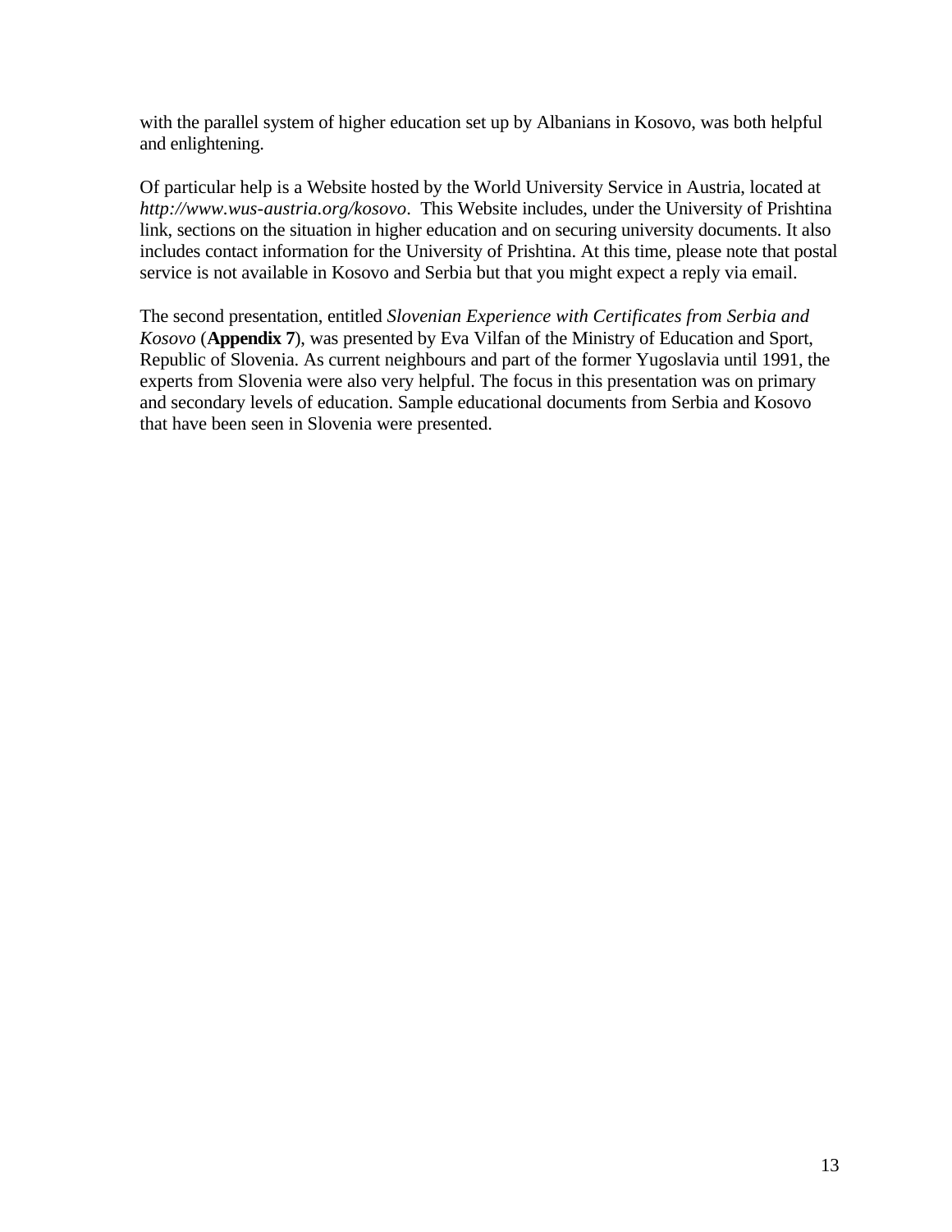with the parallel system of higher education set up by Albanians in Kosovo, was both helpful and enlightening.

Of particular help is a Website hosted by the World University Service in Austria, located at *http://www.wus-austria.org/kosovo*. This Website includes, under the University of Prishtina link, sections on the situation in higher education and on securing university documents. It also includes contact information for the University of Prishtina. At this time, please note that postal service is not available in Kosovo and Serbia but that you might expect a reply via email.

The second presentation, entitled *Slovenian Experience with Certificates from Serbia and Kosovo* (**Appendix 7**), was presented by Eva Vilfan of the Ministry of Education and Sport, Republic of Slovenia. As current neighbours and part of the former Yugoslavia until 1991, the experts from Slovenia were also very helpful. The focus in this presentation was on primary and secondary levels of education. Sample educational documents from Serbia and Kosovo that have been seen in Slovenia were presented.